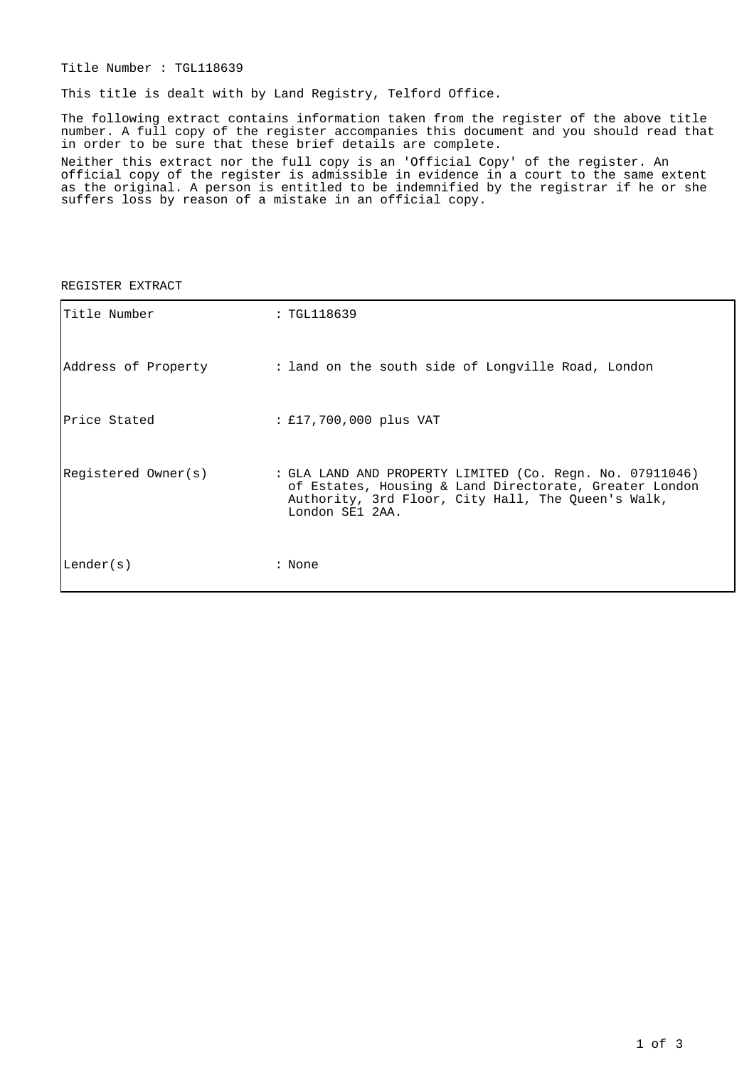Title Number : TGL118639

This title is dealt with by Land Registry, Telford Office.

The following extract contains information taken from the register of the above title number. A full copy of the register accompanies this document and you should read that in order to be sure that these brief details are complete.

Neither this extract nor the full copy is an 'Official Copy' of the register. An official copy of the register is admissible in evidence in a court to the same extent as the original. A person is entitled to be indemnified by the registrar if he or she suffers loss by reason of a mistake in an official copy.

REGISTER EXTRACT

| | |
|---|---|
| Title Number | : TGL118639 |
| Address of Property | : land on the south side of Longville Road, London |
| Price Stated | : £17,700,000 plus VAT |
| Registered Owner(s) | : GLA LAND AND PROPERTY LIMITED (Co. Regn. No. 07911046) of Estates, Housing & Land Directorate, Greater London Authority, 3rd Floor, City Hall, The Queen's Walk, London SE1 2AA. |
| Lender(s) | : None |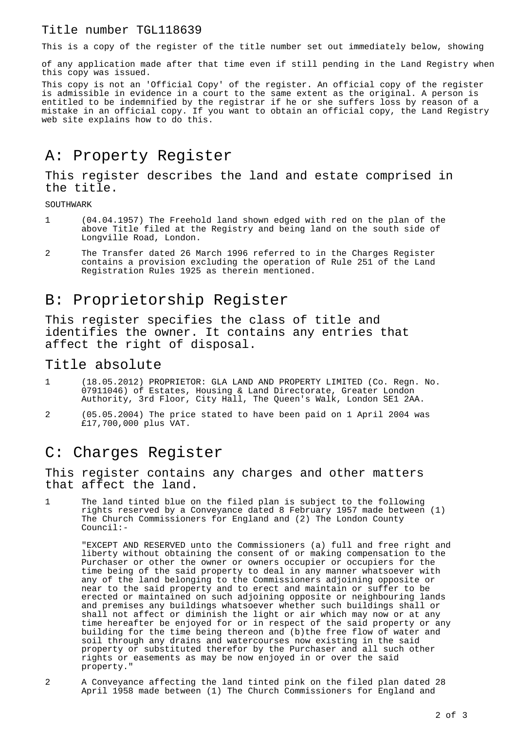Title number TGL118639

This is a copy of the register of the title number set out immediately below, showing

of any application made after that time even if still pending in the Land Registry when this copy was issued.

This copy is not an 'Official Copy' of the register. An official copy of the register is admissible in evidence in a court to the same extent as the original. A person is entitled to be indemnified by the registrar if he or she suffers loss by reason of a mistake in an official copy. If you want to obtain an official copy, the Land Registry web site explains how to do this.

# A: Property Register

## This register describes the land and estate comprised in the title.

SOUTHWARK

1 (04.04.1957) The Freehold land shown edged with red on the plan of the above Title filed at the Registry and being land on the south side of Longville Road, London.

2 The Transfer dated 26 March 1996 referred to in the Charges Register contains a provision excluding the operation of Rule 251 of the Land Registration Rules 1925 as therein mentioned.

# B: Proprietorship Register

## This register specifies the class of title and identifies the owner. It contains any entries that affect the right of disposal.

## Title absolute

1 (18.05.2012) PROPRIETOR: GLA LAND AND PROPERTY LIMITED (Co. Regn. No. 07911046) of Estates, Housing & Land Directorate, Greater London Authority, 3rd Floor, City Hall, The Queen's Walk, London SE1 2AA.

2 (05.05.2004) The price stated to have been paid on 1 April 2004 was £17,700,000 plus VAT.

# C: Charges Register

## This register contains any charges and other matters that affect the land.

1 The land tinted blue on the filed plan is subject to the following rights reserved by a Conveyance dated 8 February 1957 made between (1) The Church Commissioners for England and (2) The London County Council:-

"EXCEPT AND RESERVED unto the Commissioners (a) full and free right and liberty without obtaining the consent of or making compensation to the Purchaser or other the owner or owners occupier or occupiers for the time being of the said property to deal in any manner whatsoever with any of the land belonging to the Commissioners adjoining opposite or near to the said property and to erect and maintain or suffer to be erected or maintained on such adjoining opposite or neighbouring lands and premises any buildings whatsoever whether such buildings shall or shall not affect or diminish the light or air which may now or at any time hereafter be enjoyed for or in respect of the said property or any building for the time being thereon and (b)the free flow of water and soil through any drains and watercourses now existing in the said property or substituted therefor by the Purchaser and all such other rights or easements as may be now enjoyed in or over the said property."

2 A Conveyance affecting the land tinted pink on the filed plan dated 28 April 1958 made between (1) The Church Commissioners for England and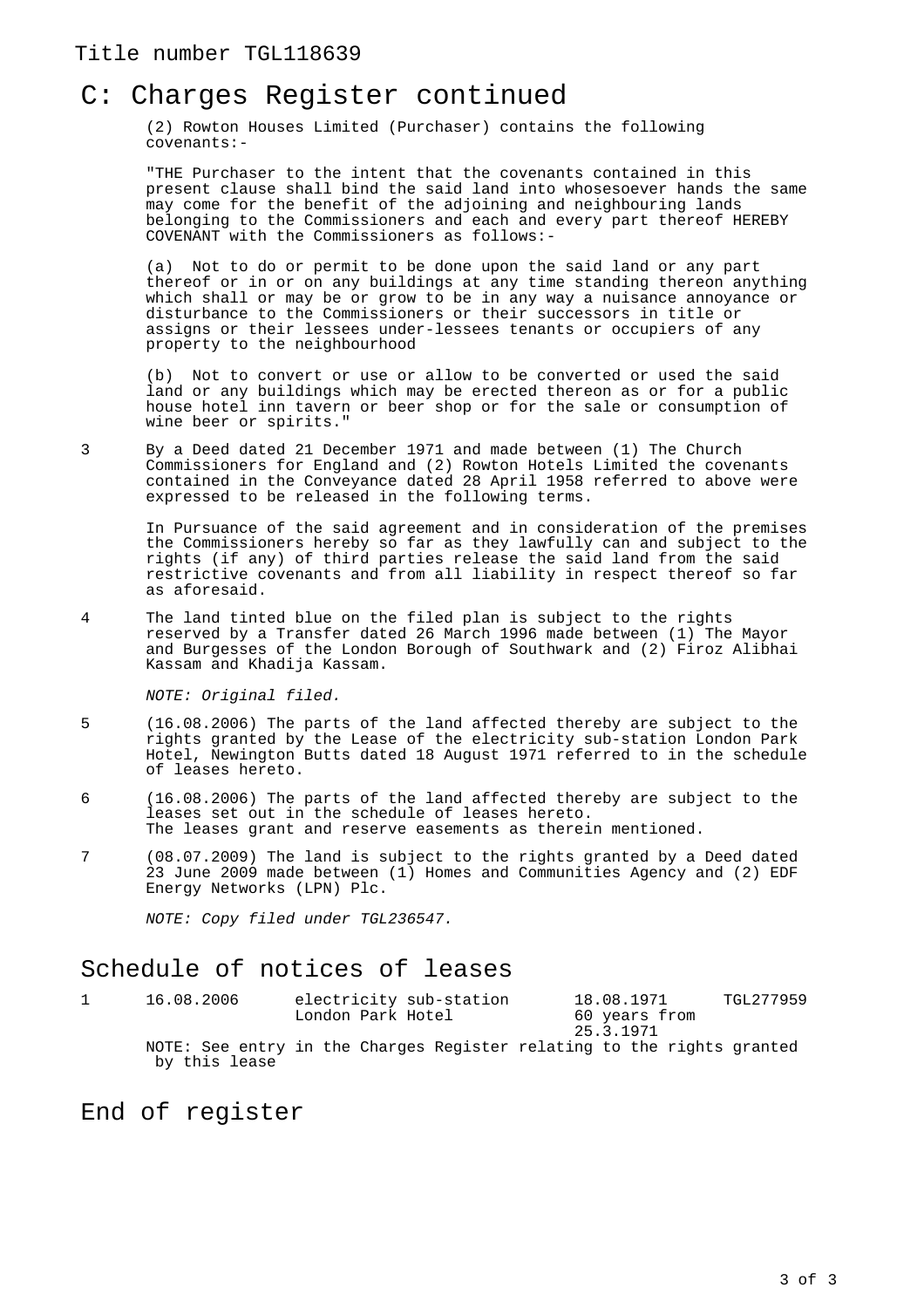Title number TGL118639

# C: Charges Register continued

(2) Rowton Houses Limited (Purchaser) contains the following covenants:-

"THE Purchaser to the intent that the covenants contained in this present clause shall bind the said land into whosesoever hands the same may come for the benefit of the adjoining and neighbouring lands belonging to the Commissioners and each and every part thereof HEREBY COVENANT with the Commissioners as follows:-

(a) Not to do or permit to be done upon the said land or any part thereof or in or on any buildings at any time standing thereon anything which shall or may be or grow to be in any way a nuisance annoyance or disturbance to the Commissioners or their successors in title or assigns or their lessees under-lessees tenants or occupiers of any property to the neighbourhood

(b) Not to convert or use or allow to be converted or used the said land or any buildings which may be erected thereon as or for a public house hotel inn tavern or beer shop or for the sale or consumption of wine beer or spirits."

3 By a Deed dated 21 December 1971 and made between (1) The Church Commissioners for England and (2) Rowton Hotels Limited the covenants contained in the Conveyance dated 28 April 1958 referred to above were expressed to be released in the following terms.

In Pursuance of the said agreement and in consideration of the premises the Commissioners hereby so far as they lawfully can and subject to the rights (if any) of third parties release the said land from the said restrictive covenants and from all liability in respect thereof so far as aforesaid.

4 The land tinted blue on the filed plan is subject to the rights reserved by a Transfer dated 26 March 1996 made between (1) The Mayor and Burgesses of the London Borough of Southwark and (2) Firoz Alibhai Kassam and Khadija Kassam.

*NOTE: Original filed.*

5 (16.08.2006) The parts of the land affected thereby are subject to the rights granted by the Lease of the electricity sub-station London Park Hotel, Newington Butts dated 18 August 1971 referred to in the schedule of leases hereto.

6 (16.08.2006) The parts of the land affected thereby are subject to the leases set out in the schedule of leases hereto.
The leases grant and reserve easements as therein mentioned.

7 (08.07.2009) The land is subject to the rights granted by a Deed dated 23 June 2009 made between (1) Homes and Communities Agency and (2) EDF Energy Networks (LPN) Plc.

*NOTE: Copy filed under TGL236547.*

## Schedule of notices of leases

| | | | | |
|---|---|---|---|---|
| 1 | 16.08.2006 | electricity sub-station London Park Hotel | 18.08.1971 60 years from 25.3.1971 | TGL277959 |

NOTE: See entry in the Charges Register relating to the rights granted by this lease

## End of register